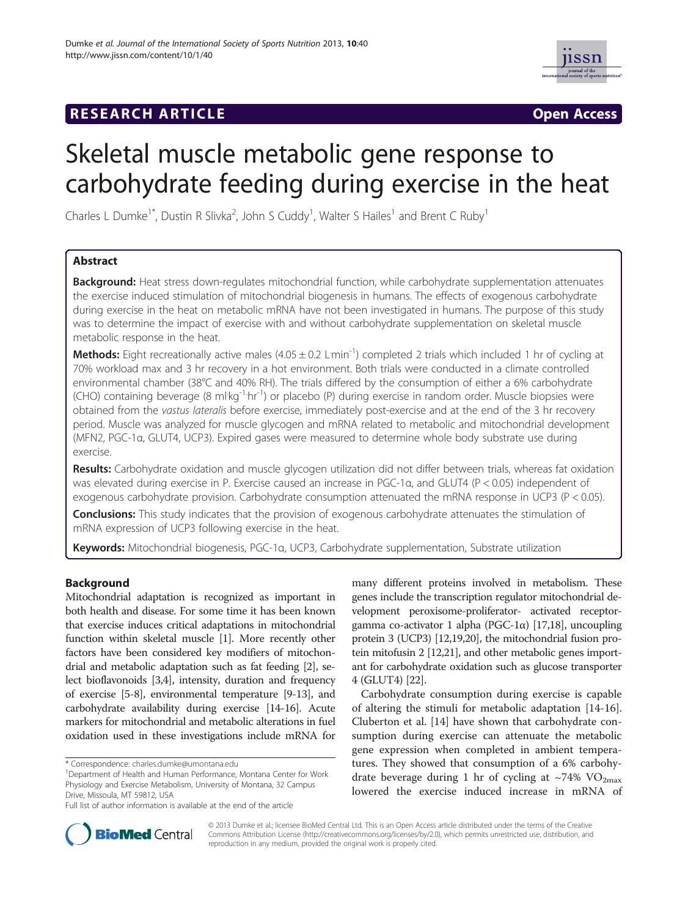RESEARCH ARTICLE Open Access

# Skeletal muscle metabolic gene response to carbohydrate feeding during exercise in the heat

Charles L Dumke[1*], Dustin R Slivka[2], John S Cuddy[1], Walter S Hailes[1] and Brent C Ruby[1]

## Abstract

**Background:** Heat stress down-regulates mitochondrial function, while carbohydrate supplementation attenuates the exercise induced stimulation of mitochondrial biogenesis in humans. The effects of exogenous carbohydrate during exercise in the heat on metabolic mRNA have not been investigated in humans. The purpose of this study was to determine the impact of exercise with and without carbohydrate supplementation on skeletal muscle metabolic response in the heat.

**Methods:** Eight recreationally active males ($4.05 \pm 0.2$ L·min$^{-1}$) completed 2 trials which included 1 hr of cycling at 70% workload max and 3 hr recovery in a hot environment. Both trials were conducted in a climate controlled environmental chamber (38°C and 40% RH). The trials differed by the consumption of either a 6% carbohydrate (CHO) containing beverage (8 ml·kg$^{-1}$·hr$^{-1}$) or placebo (P) during exercise in random order. Muscle biopsies were obtained from the *vastus lateralis* before exercise, immediately post-exercise and at the end of the 3 hr recovery period. Muscle was analyzed for muscle glycogen and mRNA related to metabolic and mitochondrial development (MFN2, PGC-1α, GLUT4, UCP3). Expired gases were measured to determine whole body substrate use during exercise.

**Results:** Carbohydrate oxidation and muscle glycogen utilization did not differ between trials, whereas fat oxidation was elevated during exercise in P. Exercise caused an increase in PGC-1α, and GLUT4 ($P < 0.05$) independent of exogenous carbohydrate provision. Carbohydrate consumption attenuated the mRNA response in UCP3 ($P < 0.05$).

**Conclusions:** This study indicates that the provision of exogenous carbohydrate attenuates the stimulation of mRNA expression of UCP3 following exercise in the heat.

**Keywords:** Mitochondrial biogenesis, PGC-1α, UCP3, Carbohydrate supplementation, Substrate utilization

## Background

Mitochondrial adaptation is recognized as important in both health and disease. For some time it has been known that exercise induces critical adaptations in mitochondrial function within skeletal muscle [1]. More recently other factors have been considered key modifiers of mitochondrial and metabolic adaptation such as fat feeding [2], select bioflavonoids [3,4], intensity, duration and frequency of exercise [5-8], environmental temperature [9-13], and carbohydrate availability during exercise [14-16]. Acute markers for mitochondrial and metabolic alterations in fuel oxidation used in these investigations include mRNA for many different proteins involved in metabolism. These genes include the transcription regulator mitochondrial development peroxisome-proliferator- activated receptor-gamma co-activator 1 alpha (PGC-1α) [17,18], uncoupling protein 3 (UCP3) [12,19,20], the mitochondrial fusion protein mitofusin 2 [12,21], and other metabolic genes important for carbohydrate oxidation such as glucose transporter 4 (GLUT4) [22].

Carbohydrate consumption during exercise is capable of altering the stimuli for metabolic adaptation [14-16]. Cluberton et al. [14] have shown that carbohydrate consumption during exercise can attenuate the metabolic gene expression when completed in ambient temperatures. They showed that consumption of a 6% carbohydrate beverage during 1 hr of cycling at ~74% $VO_{2max}$ lowered the exercise induced increase in mRNA of

\* Correspondence: charles.dumke@umontana.edu
[1]Department of Health and Human Performance, Montana Center for Work Physiology and Exercise Metabolism, University of Montana, 32 Campus Drive, Missoula, MT 59812, USA
Full list of author information is available at the end of the article

© 2013 Dumke et al.; licensee BioMed Central Ltd. This is an Open Access article distributed under the terms of the Creative Commons Attribution License (http://creativecommons.org/licenses/by/2.0), which permits unrestricted use, distribution, and reproduction in any medium, provided the original work is properly cited.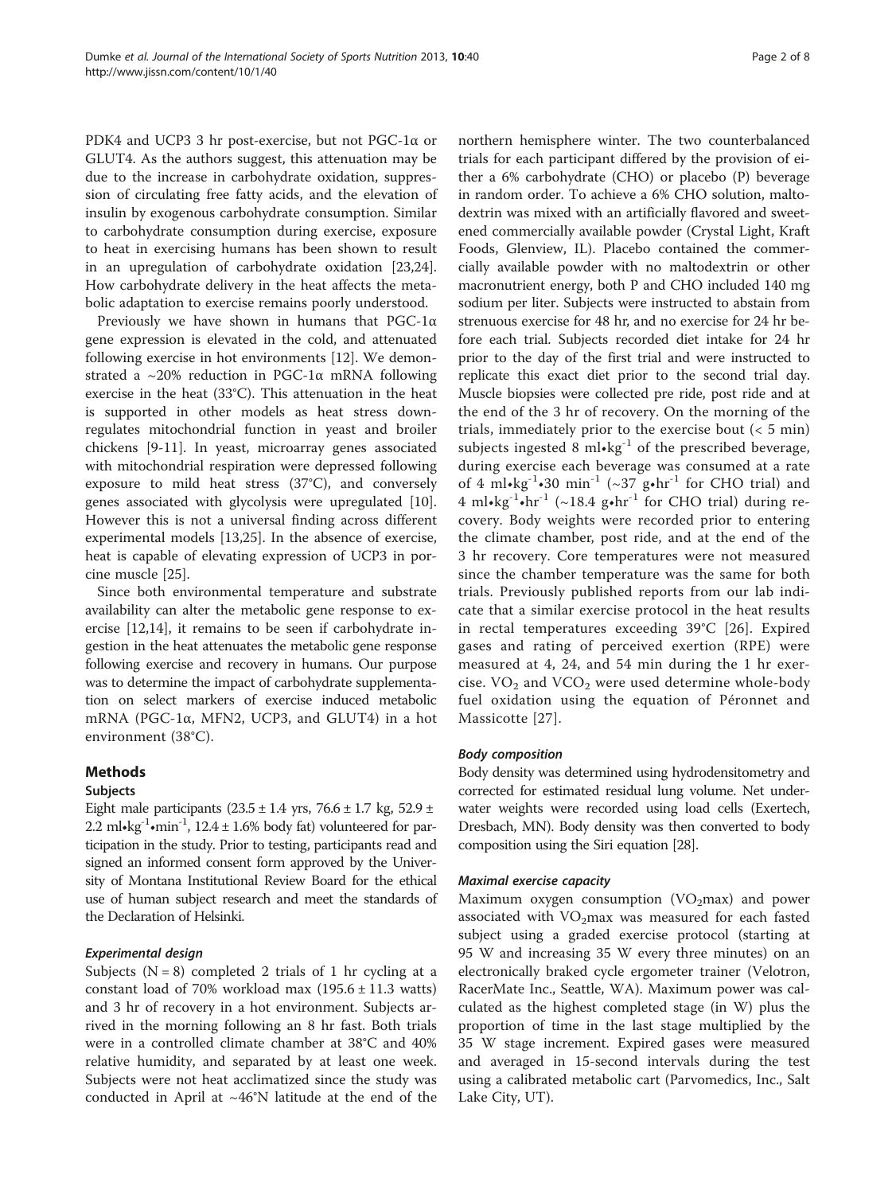PDK4 and UCP3 3 hr post-exercise, but not PGC-1α or GLUT4. As the authors suggest, this attenuation may be due to the increase in carbohydrate oxidation, suppression of circulating free fatty acids, and the elevation of insulin by exogenous carbohydrate consumption. Similar to carbohydrate consumption during exercise, exposure to heat in exercising humans has been shown to result in an upregulation of carbohydrate oxidation [23,24]. How carbohydrate delivery in the heat affects the metabolic adaptation to exercise remains poorly understood.

Previously we have shown in humans that PGC-1α gene expression is elevated in the cold, and attenuated following exercise in hot environments [12]. We demonstrated a ~20% reduction in PGC-1α mRNA following exercise in the heat (33°C). This attenuation in the heat is supported in other models as heat stress downregulates mitochondrial function in yeast and broiler chickens [9-11]. In yeast, microarray genes associated with mitochondrial respiration were depressed following exposure to mild heat stress (37°C), and conversely genes associated with glycolysis were upregulated [10]. However this is not a universal finding across different experimental models [13,25]. In the absence of exercise, heat is capable of elevating expression of UCP3 in porcine muscle [25].

Since both environmental temperature and substrate availability can alter the metabolic gene response to exercise [12,14], it remains to be seen if carbohydrate ingestion in the heat attenuates the metabolic gene response following exercise and recovery in humans. Our purpose was to determine the impact of carbohydrate supplementation on select markers of exercise induced metabolic mRNA (PGC-1α, MFN2, UCP3, and GLUT4) in a hot environment (38°C).

## Methods

### Subjects

Eight male participants (23.5 ± 1.4 yrs, 76.6 ± 1.7 kg, 52.9 ± 2.2 $ml{\bullet}kg^{-1}{\bullet}min^{-1}$, 12.4 ± 1.6% body fat) volunteered for participation in the study. Prior to testing, participants read and signed an informed consent form approved by the University of Montana Institutional Review Board for the ethical use of human subject research and meet the standards of the Declaration of Helsinki.

#### *Experimental design*

Subjects (N = 8) completed 2 trials of 1 hr cycling at a constant load of 70% workload max (195.6 ± 11.3 watts) and 3 hr of recovery in a hot environment. Subjects arrived in the morning following an 8 hr fast. Both trials were in a controlled climate chamber at 38°C and 40% relative humidity, and separated by at least one week. Subjects were not heat acclimatized since the study was conducted in April at ~46°N latitude at the end of the northern hemisphere winter. The two counterbalanced trials for each participant differed by the provision of either a 6% carbohydrate (CHO) or placebo (P) beverage in random order. To achieve a 6% CHO solution, maltodextrin was mixed with an artificially flavored and sweetened commercially available powder (Crystal Light, Kraft Foods, Glenview, IL). Placebo contained the commercially available powder with no maltodextrin or other macronutrient energy, both P and CHO included 140 mg sodium per liter. Subjects were instructed to abstain from strenuous exercise for 48 hr, and no exercise for 24 hr before each trial. Subjects recorded diet intake for 24 hr prior to the day of the first trial and were instructed to replicate this exact diet prior to the second trial day. Muscle biopsies were collected pre ride, post ride and at the end of the 3 hr of recovery. On the morning of the trials, immediately prior to the exercise bout (< 5 min) subjects ingested 8 $ml{\bullet}kg^{-1}$ of the prescribed beverage, during exercise each beverage was consumed at a rate of 4 $ml{\bullet}kg^{-1}{\bullet}30\ min^{-1}$ (~37 $g{\bullet}hr^{-1}$ for CHO trial) and 4 $ml{\bullet}kg^{-1}{\bullet}hr^{-1}$ (~18.4 $g{\bullet}hr^{-1}$ for CHO trial) during recovery. Body weights were recorded prior to entering the climate chamber, post ride, and at the end of the 3 hr recovery. Core temperatures were not measured since the chamber temperature was the same for both trials. Previously published reports from our lab indicate that a similar exercise protocol in the heat results in rectal temperatures exceeding 39°C [26]. Expired gases and rating of perceived exertion (RPE) were measured at 4, 24, and 54 min during the 1 hr exercise. $VO_2$ and $VCO_2$ were used determine whole-body fuel oxidation using the equation of Péronnet and Massicotte [27].

#### *Body composition*

Body density was determined using hydrodensitometry and corrected for estimated residual lung volume. Net underwater weights were recorded using load cells (Exertech, Dresbach, MN). Body density was then converted to body composition using the Siri equation [28].

#### *Maximal exercise capacity*

Maximum oxygen consumption ($VO_2max$) and power associated with $VO_2max$ was measured for each fasted subject using a graded exercise protocol (starting at 95 W and increasing 35 W every three minutes) on an electronically braked cycle ergometer trainer (Velotron, RacerMate Inc., Seattle, WA). Maximum power was calculated as the highest completed stage (in W) plus the proportion of time in the last stage multiplied by the 35 W stage increment. Expired gases were measured and averaged in 15-second intervals during the test using a calibrated metabolic cart (Parvomedics, Inc., Salt Lake City, UT).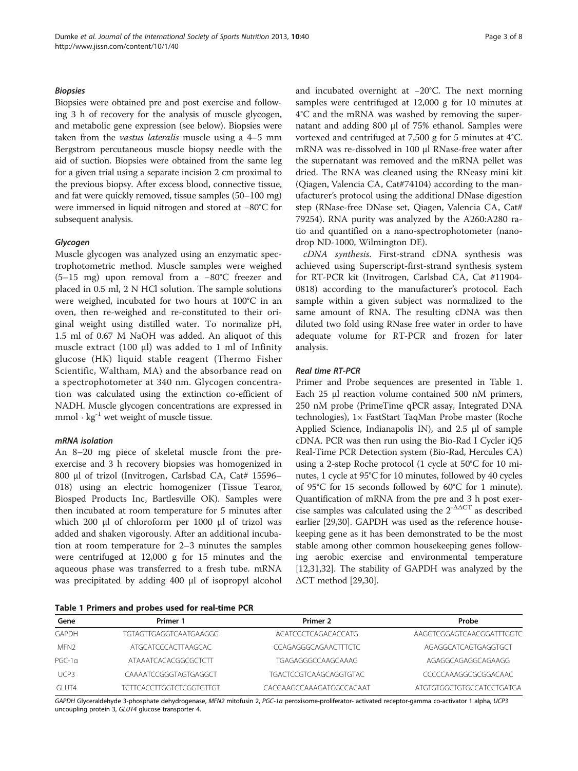### Biopsies

Biopsies were obtained pre and post exercise and following 3 h of recovery for the analysis of muscle glycogen, and metabolic gene expression (see below). Biopsies were taken from the *vastus lateralis* muscle using a 4–5 mm Bergstrom percutaneous muscle biopsy needle with the aid of suction. Biopsies were obtained from the same leg for a given trial using a separate incision 2 cm proximal to the previous biopsy. After excess blood, connective tissue, and fat were quickly removed, tissue samples (50–100 mg) were immersed in liquid nitrogen and stored at −80°C for subsequent analysis.

### Glycogen

Muscle glycogen was analyzed using an enzymatic spectrophotometric method. Muscle samples were weighed (5–15 mg) upon removal from a −80°C freezer and placed in 0.5 ml, 2 N HCl solution. The sample solutions were weighed, incubated for two hours at 100°C in an oven, then re-weighed and re-constituted to their original weight using distilled water. To normalize pH, 1.5 ml of 0.67 M NaOH was added. An aliquot of this muscle extract (100 μl) was added to 1 ml of Infinity glucose (HK) liquid stable reagent (Thermo Fisher Scientific, Waltham, MA) and the absorbance read on a spectrophotometer at 340 nm. Glycogen concentration was calculated using the extinction co-efficient of NADH. Muscle glycogen concentrations are expressed in mmol · $kg^{-1}$ wet weight of muscle tissue.

### mRNA isolation

An 8–20 mg piece of skeletal muscle from the pre-exercise and 3 h recovery biopsies was homogenized in 800 μl of trizol (Invitrogen, Carlsbad CA, Cat# 15596–018) using an electric homogenizer (Tissue Tearor, Biosped Products Inc, Bartlesville OK). Samples were then incubated at room temperature for 5 minutes after which 200 μl of chloroform per 1000 μl of trizol was added and shaken vigorously. After an additional incubation at room temperature for 2–3 minutes the samples were centrifuged at 12,000 g for 15 minutes and the aqueous phase was transferred to a fresh tube. mRNA was precipitated by adding 400 μl of isopropyl alcohol and incubated overnight at −20°C. The next morning samples were centrifuged at 12,000 g for 10 minutes at 4°C and the mRNA was washed by removing the supernatant and adding 800 μl of 75% ethanol. Samples were vortexed and centrifuged at 7,500 g for 5 minutes at 4°C. mRNA was re-dissolved in 100 μl RNase-free water after the supernatant was removed and the mRNA pellet was dried. The RNA was cleaned using the RNeasy mini kit (Qiagen, Valencia CA, Cat#74104) according to the manufacturer's protocol using the additional DNase digestion step (RNase-free DNase set, Qiagen, Valencia CA, Cat# 79254). RNA purity was analyzed by the A260:A280 ratio and quantified on a nano-spectrophotometer (nanodrop ND-1000, Wilmington DE).

*cDNA synthesis*. First-strand cDNA synthesis was achieved using Superscript-first-strand synthesis system for RT-PCR kit (Invitrogen, Carlsbad CA, Cat #11904-0818) according to the manufacturer's protocol. Each sample within a given subject was normalized to the same amount of RNA. The resulting cDNA was then diluted two fold using RNase free water in order to have adequate volume for RT-PCR and frozen for later analysis.

### Real time RT-PCR

Primer and Probe sequences are presented in Table 1. Each 25 μl reaction volume contained 500 nM primers, 250 nM probe (PrimeTime qPCR assay, Integrated DNA technologies), 1× FastStart TaqMan Probe master (Roche Applied Science, Indianapolis IN), and 2.5 μl of sample cDNA. PCR was then run using the Bio-Rad I Cycler iQ5 Real-Time PCR Detection system (Bio-Rad, Hercules CA) using a 2-step Roche protocol (1 cycle at 50°C for 10 minutes, 1 cycle at 95°C for 10 minutes, followed by 40 cycles of 95°C for 15 seconds followed by 60°C for 1 minute). Quantification of mRNA from the pre and 3 h post exercise samples was calculated using the $2^{-\Delta\Delta CT}$ as described earlier [29,30]. GAPDH was used as the reference housekeeping gene as it has been demonstrated to be the most stable among other common housekeeping genes following aerobic exercise and environmental temperature [12,31,32]. The stability of GAPDH was analyzed by the ΔCT method [29,30].

**Table 1 Primers and probes used for real-time PCR**

| Gene | Primer 1 | Primer 2 | Probe |
|---|---|---|---|
| GAPDH | TGTAGTTGAGGTCAATGAAGGG | ACATCGCTCAGACACCATG | AAGGTCGGAGTCAACGGATTTGGTC |
| MFN2 | ATGCATCCCACTTAAGCAC | CCAGAGGGCAGAACTTTCTC | AGAGGCATCAGTGAGGTGCT |
| PGC-1α | ATAAATCACACGGCGCTCTT | TGAGAGGGCCAAGCAAAG | AGAGGCAGAGGCAGAAGG |
| UCP3 | CAAAATCCGGGTAGTGAGGCT | TGACTCCGTCAAGCAGGTGTAC | CCCCCAAAGGCGCGGACAAC |
| GLUT4 | TCTTCACCTTGGTCTCGGTGTTGT | CACGAAGCCAAAGATGGCCACAAT | ATGTGTGGCTGTGCCATCCTGATGA |

*GAPDH* Glyceraldehyde 3-phosphate dehydrogenase, *MFN2* mitofusin 2, *PGC-1α* peroxisome-proliferator- activated receptor-gamma co-activator 1 alpha, *UCP3* uncoupling protein 3, *GLUT4* glucose transporter 4.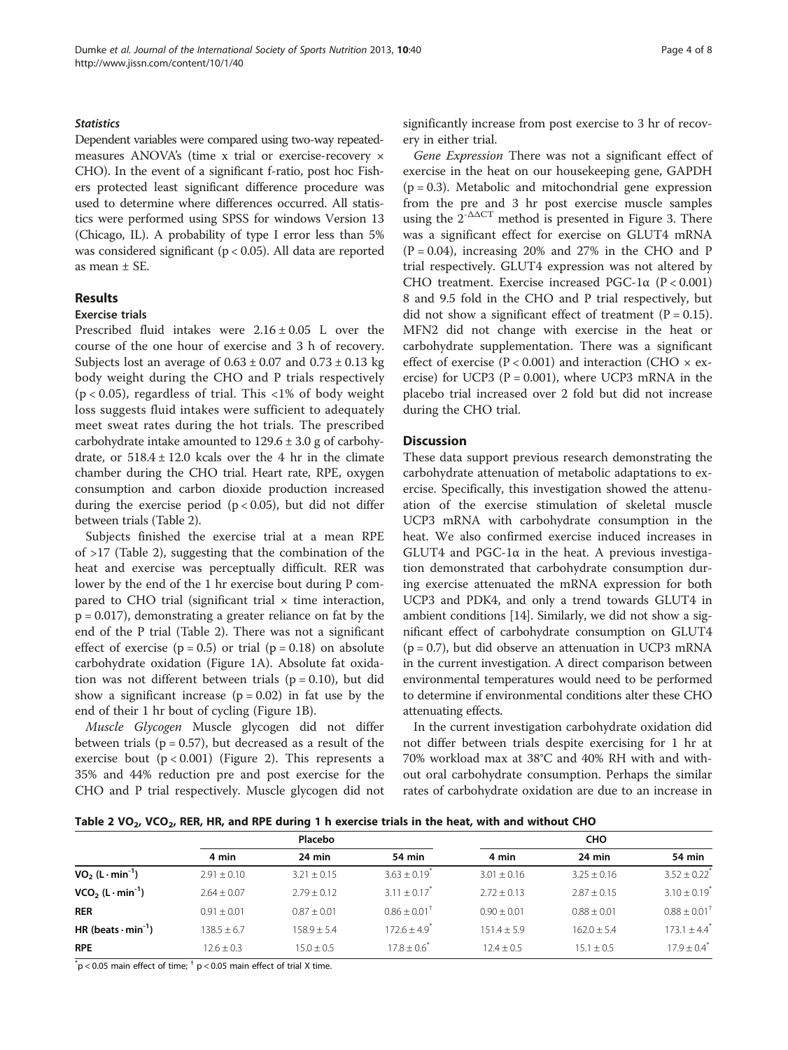### Statistics

Dependent variables were compared using two-way repeated-measures ANOVA's (time x trial or exercise-recovery × CHO). In the event of a significant f-ratio, post hoc Fishers protected least significant difference procedure was used to determine where differences occurred. All statistics were performed using SPSS for windows Version 13 (Chicago, IL). A probability of type I error less than 5% was considered significant ($p < 0.05$). All data are reported as mean ± SE.

## Results

### Exercise trials

Prescribed fluid intakes were 2.16 ± 0.05 L over the course of the one hour of exercise and 3 h of recovery. Subjects lost an average of 0.63 ± 0.07 and 0.73 ± 0.13 kg body weight during the CHO and P trials respectively ($p < 0.05$), regardless of trial. This <1% of body weight loss suggests fluid intakes were sufficient to adequately meet sweat rates during the hot trials. The prescribed carbohydrate intake amounted to 129.6 ± 3.0 g of carbohydrate, or 518.4 ± 12.0 kcals over the 4 hr in the climate chamber during the CHO trial. Heart rate, RPE, oxygen consumption and carbon dioxide production increased during the exercise period ($p < 0.05$), but did not differ between trials (Table 2).

Subjects finished the exercise trial at a mean RPE of >17 (Table 2), suggesting that the combination of the heat and exercise was perceptually difficult. RER was lower by the end of the 1 hr exercise bout during P compared to CHO trial (significant trial × time interaction, $p = 0.017$), demonstrating a greater reliance on fat by the end of the P trial (Table 2). There was not a significant effect of exercise ($p = 0.5$) or trial ($p = 0.18$) on absolute carbohydrate oxidation (Figure 1A). Absolute fat oxidation was not different between trials ($p = 0.10$), but did show a significant increase ($p = 0.02$) in fat use by the end of their 1 hr bout of cycling (Figure 1B).

*Muscle Glycogen* Muscle glycogen did not differ between trials ($p = 0.57$), but decreased as a result of the exercise bout ($p < 0.001$) (Figure 2). This represents a 35% and 44% reduction pre and post exercise for the CHO and P trial respectively. Muscle glycogen did not significantly increase from post exercise to 3 hr of recovery in either trial.

*Gene Expression* There was not a significant effect of exercise in the heat on our housekeeping gene, GAPDH ($p = 0.3$). Metabolic and mitochondrial gene expression from the pre and 3 hr post exercise muscle samples using the $2^{-\Delta\Delta CT}$ method is presented in Figure 3. There was a significant effect for exercise on GLUT4 mRNA ($P = 0.04$), increasing 20% and 27% in the CHO and P trial respectively. GLUT4 expression was not altered by CHO treatment. Exercise increased PGC-1α ($P < 0.001$) 8 and 9.5 fold in the CHO and P trial respectively, but did not show a significant effect of treatment ($P = 0.15$). MFN2 did not change with exercise in the heat or carbohydrate supplementation. There was a significant effect of exercise ($P < 0.001$) and interaction (CHO × exercise) for UCP3 ($P = 0.001$), where UCP3 mRNA in the placebo trial increased over 2 fold but did not increase during the CHO trial.

## Discussion

These data support previous research demonstrating the carbohydrate attenuation of metabolic adaptations to exercise. Specifically, this investigation showed the attenuation of the exercise stimulation of skeletal muscle UCP3 mRNA with carbohydrate consumption in the heat. We also confirmed exercise induced increases in GLUT4 and PGC-1α in the heat. A previous investigation demonstrated that carbohydrate consumption during exercise attenuated the mRNA expression for both UCP3 and PDK4, and only a trend towards GLUT4 in ambient conditions [14]. Similarly, we did not show a significant effect of carbohydrate consumption on GLUT4 ($p = 0.7$), but did observe an attenuation in UCP3 mRNA in the current investigation. A direct comparison between environmental temperatures would need to be performed to determine if environmental conditions alter these CHO attenuating effects.

In the current investigation carbohydrate oxidation did not differ between trials despite exercising for 1 hr at 70% workload max at 38°C and 40% RH with and without oral carbohydrate consumption. Perhaps the similar rates of carbohydrate oxidation are due to an increase in

**Table 2 $VO_2$, $VCO_2$, RER, HR, and RPE during 1 h exercise trials in the heat, with and without CHO**

| | Placebo | | | CHO | | |
|---|---|---|---|---|---|---|
| | 4 min | 24 min | 54 min | 4 min | 24 min | 54 min |
| **$VO_2$ ($L \cdot min^{-1}$)** | 2.91 ± 0.10 | 3.21 ± 0.15 | 3.63 ± 0.19* | 3.01 ± 0.16 | 3.25 ± 0.16 | 3.52 ± 0.22* |
| **$VCO_2$ ($L \cdot min^{-1}$)** | 2.64 ± 0.07 | 2.79 ± 0.12 | 3.11 ± 0.17* | 2.72 ± 0.13 | 2.87 ± 0.15 | 3.10 ± 0.19* |
| **RER** | 0.91 ± 0.01 | 0.87 ± 0.01 | 0.86 ± 0.01† | 0.90 ± 0.01 | 0.88 ± 0.01 | 0.88 ± 0.01† |
| **HR ($beats \cdot min^{-1}$)** | 138.5 ± 6.7 | 158.9 ± 5.4 | 172.6 ± 4.9* | 151.4 ± 5.9 | 162.0 ± 5.4 | 173.1 ± 4.4* |
| **RPE** | 12.6 ± 0.3 | 15.0 ± 0.5 | 17.8 ± 0.6* | 12.4 ± 0.5 | 15.1 ± 0.5 | 17.9 ± 0.4* |

*$p < 0.05$ main effect of time; † $p < 0.05$ main effect of trial X time.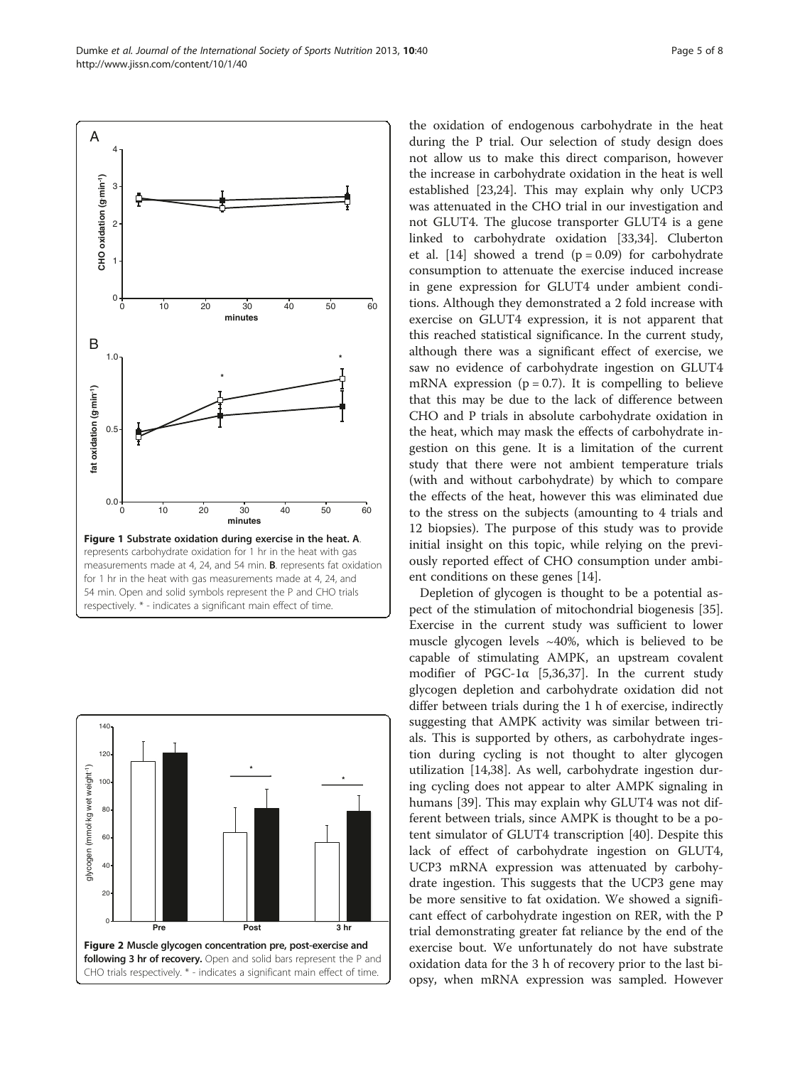Figure 1 Substrate oxidation during exercise in the heat. A. represents carbohydrate oxidation for 1 hr in the heat with gas measurements made at 4, 24, and 54 min. B. represents fat oxidation for 1 hr in the heat with gas measurements made at 4, 24, and 54 min. Open and solid symbols represent the P and CHO trials respectively. * - indicates a significant main effect of time.

Figure 2 Muscle glycogen concentration pre, post-exercise and following 3 hr of recovery. Open and solid bars represent the P and CHO trials respectively. * - indicates a significant main effect of time.

the oxidation of endogenous carbohydrate in the heat during the P trial. Our selection of study design does not allow us to make this direct comparison, however the increase in carbohydrate oxidation in the heat is well established [23,24]. This may explain why only UCP3 was attenuated in the CHO trial in our investigation and not GLUT4. The glucose transporter GLUT4 is a gene linked to carbohydrate oxidation [33,34]. Cluberton et al. [14] showed a trend ($p = 0.09$) for carbohydrate consumption to attenuate the exercise induced increase in gene expression for GLUT4 under ambient conditions. Although they demonstrated a 2 fold increase with exercise on GLUT4 expression, it is not apparent that this reached statistical significance. In the current study, although there was a significant effect of exercise, we saw no evidence of carbohydrate ingestion on GLUT4 mRNA expression ($p = 0.7$). It is compelling to believe that this may be due to the lack of difference between CHO and P trials in absolute carbohydrate oxidation in the heat, which may mask the effects of carbohydrate ingestion on this gene. It is a limitation of the current study that there were not ambient temperature trials (with and without carbohydrate) by which to compare the effects of the heat, however this was eliminated due to the stress on the subjects (amounting to 4 trials and 12 biopsies). The purpose of this study was to provide initial insight on this topic, while relying on the previously reported effect of CHO consumption under ambient conditions on these genes [14].

Depletion of glycogen is thought to be a potential aspect of the stimulation of mitochondrial biogenesis [35]. Exercise in the current study was sufficient to lower muscle glycogen levels ~40%, which is believed to be capable of stimulating AMPK, an upstream covalent modifier of PGC-1α [5,36,37]. In the current study glycogen depletion and carbohydrate oxidation did not differ between trials during the 1 h of exercise, indirectly suggesting that AMPK activity was similar between trials. This is supported by others, as carbohydrate ingestion during cycling is not thought to alter glycogen utilization [14,38]. As well, carbohydrate ingestion during cycling does not appear to alter AMPK signaling in humans [39]. This may explain why GLUT4 was not different between trials, since AMPK is thought to be a potent simulator of GLUT4 transcription [40]. Despite this lack of effect of carbohydrate ingestion on GLUT4, UCP3 mRNA expression was attenuated by carbohydrate ingestion. This suggests that the UCP3 gene may be more sensitive to fat oxidation. We showed a significant effect of carbohydrate ingestion on RER, with the P trial demonstrating greater fat reliance by the end of the exercise bout. We unfortunately do not have substrate oxidation data for the 3 h of recovery prior to the last biopsy, when mRNA expression was sampled. However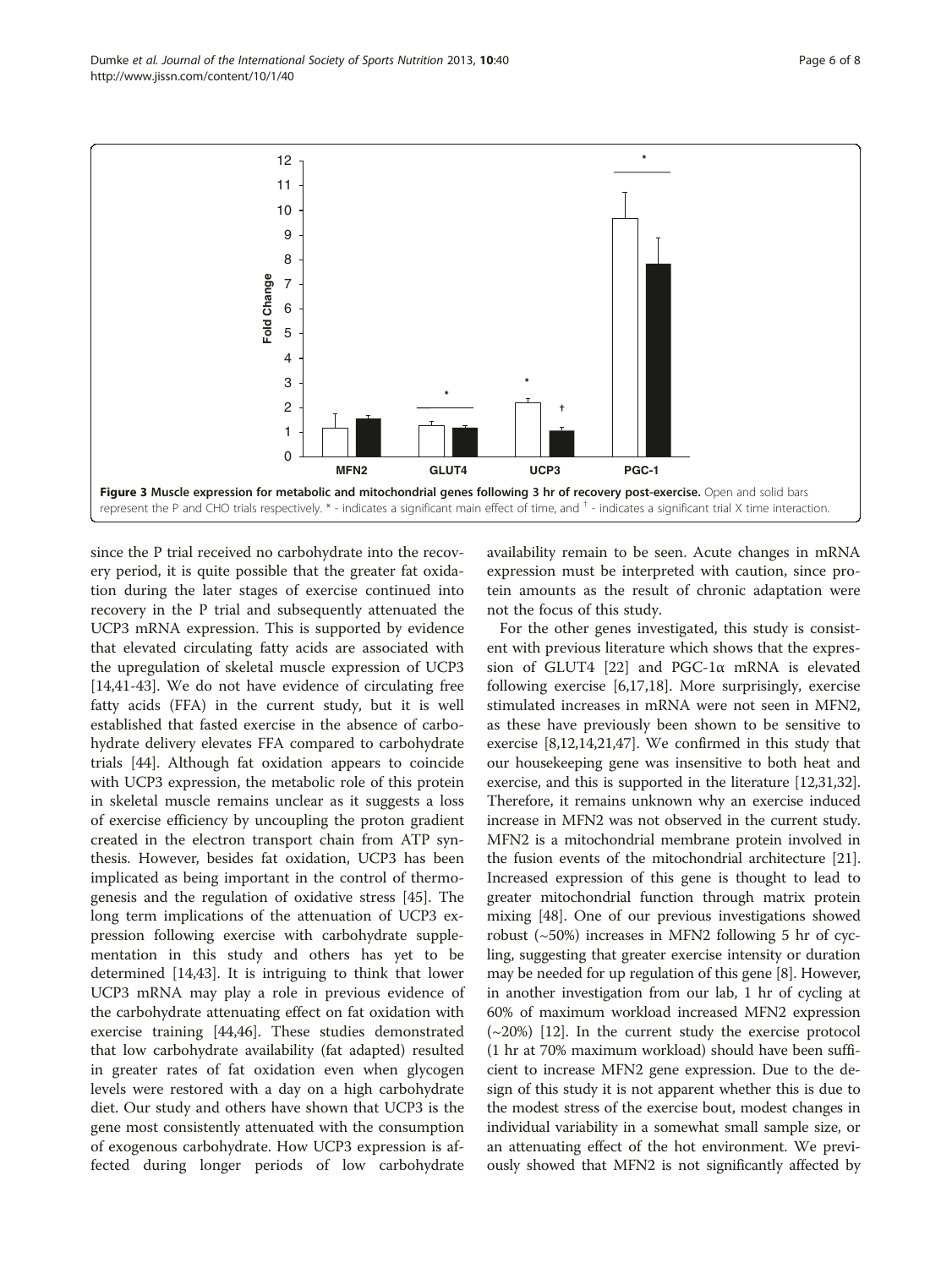**Figure 3 Muscle expression for metabolic and mitochondrial genes following 3 hr of recovery post-exercise.** Open and solid bars represent the P and CHO trials respectively. * - indicates a significant main effect of time, and † - indicates a significant trial X time interaction.

since the P trial received no carbohydrate into the recovery period, it is quite possible that the greater fat oxidation during the later stages of exercise continued into recovery in the P trial and subsequently attenuated the UCP3 mRNA expression. This is supported by evidence that elevated circulating fatty acids are associated with the upregulation of skeletal muscle expression of UCP3 [14,41-43]. We do not have evidence of circulating free fatty acids (FFA) in the current study, but it is well established that fasted exercise in the absence of carbohydrate delivery elevates FFA compared to carbohydrate trials [44]. Although fat oxidation appears to coincide with UCP3 expression, the metabolic role of this protein in skeletal muscle remains unclear as it suggests a loss of exercise efficiency by uncoupling the proton gradient created in the electron transport chain from ATP synthesis. However, besides fat oxidation, UCP3 has been implicated as being important in the control of thermogenesis and the regulation of oxidative stress [45]. The long term implications of the attenuation of UCP3 expression following exercise with carbohydrate supplementation in this study and others has yet to be determined [14,43]. It is intriguing to think that lower UCP3 mRNA may play a role in previous evidence of the carbohydrate attenuating effect on fat oxidation with exercise training [44,46]. These studies demonstrated that low carbohydrate availability (fat adapted) resulted in greater rates of fat oxidation even when glycogen levels were restored with a day on a high carbohydrate diet. Our study and others have shown that UCP3 is the gene most consistently attenuated with the consumption of exogenous carbohydrate. How UCP3 expression is affected during longer periods of low carbohydrate availability remain to be seen. Acute changes in mRNA expression must be interpreted with caution, since protein amounts as the result of chronic adaptation were not the focus of this study.

For the other genes investigated, this study is consistent with previous literature which shows that the expression of GLUT4 [22] and PGC-1α mRNA is elevated following exercise [6,17,18]. More surprisingly, exercise stimulated increases in mRNA were not seen in MFN2, as these have previously been shown to be sensitive to exercise [8,12,14,21,47]. We confirmed in this study that our housekeeping gene was insensitive to both heat and exercise, and this is supported in the literature [12,31,32]. Therefore, it remains unknown why an exercise induced increase in MFN2 was not observed in the current study. MFN2 is a mitochondrial membrane protein involved in the fusion events of the mitochondrial architecture [21]. Increased expression of this gene is thought to lead to greater mitochondrial function through matrix protein mixing [48]. One of our previous investigations showed robust (~50%) increases in MFN2 following 5 hr of cycling, suggesting that greater exercise intensity or duration may be needed for up regulation of this gene [8]. However, in another investigation from our lab, 1 hr of cycling at 60% of maximum workload increased MFN2 expression (~20%) [12]. In the current study the exercise protocol (1 hr at 70% maximum workload) should have been sufficient to increase MFN2 gene expression. Due to the design of this study it is not apparent whether this is due to the modest stress of the exercise bout, modest changes in individual variability in a somewhat small sample size, or an attenuating effect of the hot environment. We previously showed that MFN2 is not significantly affected by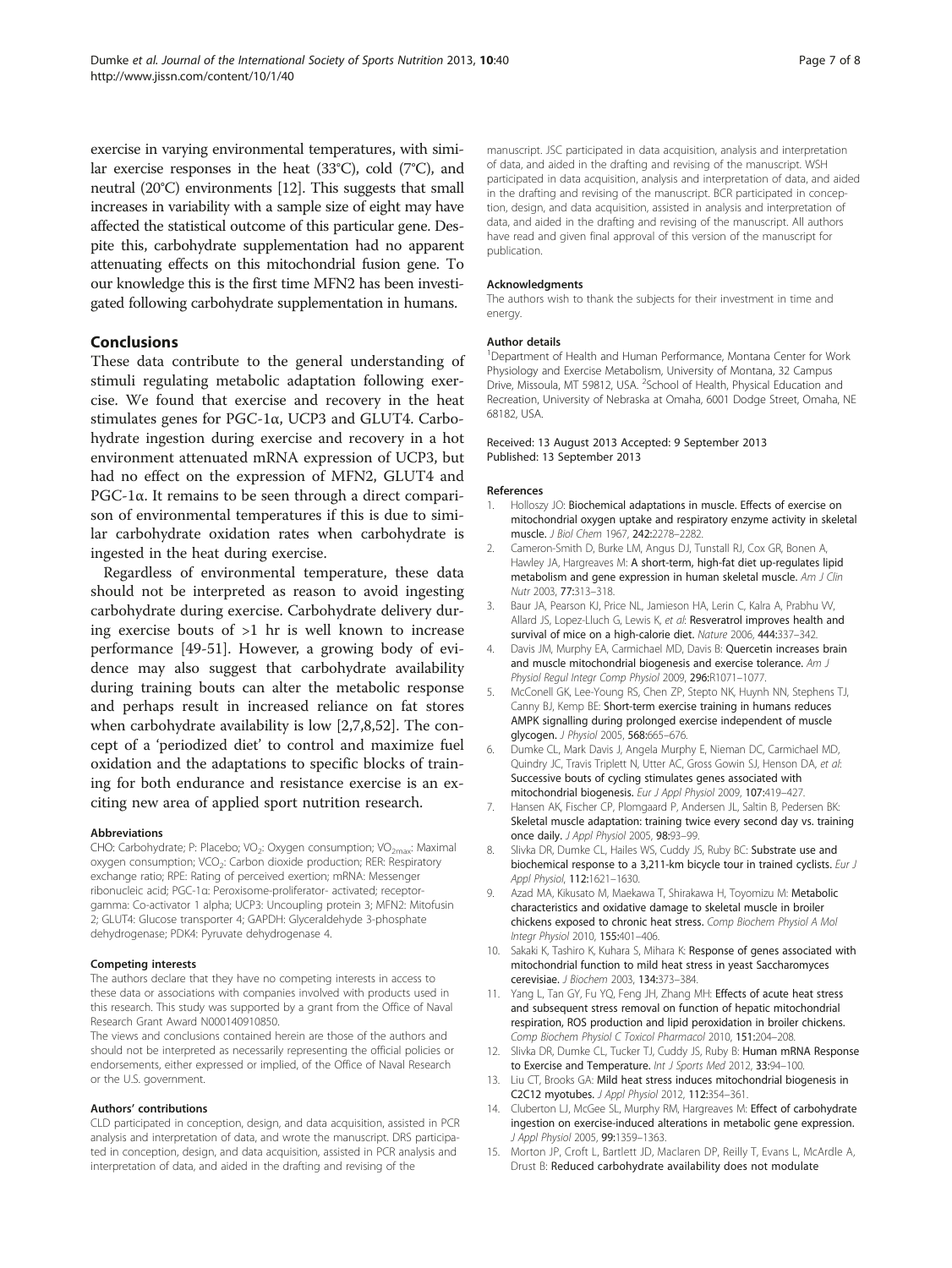exercise in varying environmental temperatures, with similar exercise responses in the heat (33°C), cold (7°C), and neutral (20°C) environments [12]. This suggests that small increases in variability with a sample size of eight may have affected the statistical outcome of this particular gene. Despite this, carbohydrate supplementation had no apparent attenuating effects on this mitochondrial fusion gene. To our knowledge this is the first time MFN2 has been investigated following carbohydrate supplementation in humans.

## Conclusions

These data contribute to the general understanding of stimuli regulating metabolic adaptation following exercise. We found that exercise and recovery in the heat stimulates genes for PGC-1α, UCP3 and GLUT4. Carbohydrate ingestion during exercise and recovery in a hot environment attenuated mRNA expression of UCP3, but had no effect on the expression of MFN2, GLUT4 and PGC-1α. It remains to be seen through a direct comparison of environmental temperatures if this is due to similar carbohydrate oxidation rates when carbohydrate is ingested in the heat during exercise.

Regardless of environmental temperature, these data should not be interpreted as reason to avoid ingesting carbohydrate during exercise. Carbohydrate delivery during exercise bouts of >1 hr is well known to increase performance [49-51]. However, a growing body of evidence may also suggest that carbohydrate availability during training bouts can alter the metabolic response and perhaps result in increased reliance on fat stores when carbohydrate availability is low [2,7,8,52]. The concept of a 'periodized diet' to control and maximize fuel oxidation and the adaptations to specific blocks of training for both endurance and resistance exercise is an exciting new area of applied sport nutrition research.

#### Abbreviations

CHO: Carbohydrate; P: Placebo; $VO_2$: Oxygen consumption; $VO_{2max}$: Maximal oxygen consumption; $VCO_2$: Carbon dioxide production; RER: Respiratory exchange ratio; RPE: Rating of perceived exertion; mRNA: Messenger ribonucleic acid; PGC-1α: Peroxisome-proliferator- activated; receptor-gamma: Co-activator 1 alpha; UCP3: Uncoupling protein 3; MFN2: Mitofusin 2; GLUT4: Glucose transporter 4; GAPDH: Glyceraldehyde 3-phosphate dehydrogenase; PDK4: Pyruvate dehydrogenase 4.

#### Competing interests

The authors declare that they have no competing interests in access to these data or associations with companies involved with products used in this research. This study was supported by a grant from the Office of Naval Research Grant Award N000140910850.

The views and conclusions contained herein are those of the authors and should not be interpreted as necessarily representing the official policies or endorsements, either expressed or implied, of the Office of Naval Research or the U.S. government.

#### Authors' contributions

CLD participated in conception, design, and data acquisition, assisted in PCR analysis and interpretation of data, and wrote the manuscript. DRS participated in conception, design, and data acquisition, assisted in PCR analysis and interpretation of data, and aided in the drafting and revising of the manuscript. JSC participated in data acquisition, analysis and interpretation of data, and aided in the drafting and revising of the manuscript. WSH participated in data acquisition, analysis and interpretation of data, and aided in the drafting and revising of the manuscript. BCR participated in conception, design, and data acquisition, assisted in analysis and interpretation of data, and aided in the drafting and revising of the manuscript. All authors have read and given final approval of this version of the manuscript for publication.

#### Acknowledgments

The authors wish to thank the subjects for their investment in time and energy.

#### Author details

[1]Department of Health and Human Performance, Montana Center for Work Physiology and Exercise Metabolism, University of Montana, 32 Campus Drive, Missoula, MT 59812, USA. [2]School of Health, Physical Education and Recreation, University of Nebraska at Omaha, 6001 Dodge Street, Omaha, NE 68182, USA.

Received: 13 August 2013 Accepted: 9 September 2013
Published: 13 September 2013

#### References

1. Holloszy JO: Biochemical adaptations in muscle. Effects of exercise on mitochondrial oxygen uptake and respiratory enzyme activity in skeletal muscle. *J Biol Chem* 1967, **242:**2278–2282.
2. Cameron-Smith D, Burke LM, Angus DJ, Tunstall RJ, Cox GR, Bonen A, Hawley JA, Hargreaves M: A short-term, high-fat diet up-regulates lipid metabolism and gene expression in human skeletal muscle. *Am J Clin Nutr* 2003, **77:**313–318.
3. Baur JA, Pearson KJ, Price NL, Jamieson HA, Lerin C, Kalra A, Prabhu VV, Allard JS, Lopez-Lluch G, Lewis K, *et al*: Resveratrol improves health and survival of mice on a high-calorie diet. *Nature* 2006, **444:**337–342.
4. Davis JM, Murphy EA, Carmichael MD, Davis B: Quercetin increases brain and muscle mitochondrial biogenesis and exercise tolerance. *Am J Physiol Regul Integr Comp Physiol* 2009, **296:**R1071–1077.
5. McConell GK, Lee-Young RS, Chen ZP, Stepto NK, Huynh NN, Stephens TJ, Canny BJ, Kemp BE: Short-term exercise training in humans reduces AMPK signalling during prolonged exercise independent of muscle glycogen. *J Physiol* 2005, **568:**665–676.
6. Dumke CL, Mark Davis J, Angela Murphy E, Nieman DC, Carmichael MD, Quindry JC, Travis Triplett N, Utter AC, Gross Gowin SJ, Henson DA, *et al*: Successive bouts of cycling stimulates genes associated with mitochondrial biogenesis. *Eur J Appl Physiol* 2009, **107:**419–427.
7. Hansen AK, Fischer CP, Plomgaard P, Andersen JL, Saltin B, Pedersen BK: Skeletal muscle adaptation: training twice every second day vs. training once daily. *J Appl Physiol* 2005, **98:**93–99.
8. Slivka DR, Dumke CL, Hailes WS, Cuddy JS, Ruby BC: Substrate use and biochemical response to a 3,211-km bicycle tour in trained cyclists. *Eur J Appl Physiol*, **112:**1621–1630.
9. Azad MA, Kikusato M, Maekawa T, Shirakawa H, Toyomizu M: Metabolic characteristics and oxidative damage to skeletal muscle in broiler chickens exposed to chronic heat stress. *Comp Biochem Physiol A Mol Integr Physiol* 2010, **155:**401–406.
10. Sakaki K, Tashiro K, Kuhara S, Mihara K: Response of genes associated with mitochondrial function to mild heat stress in yeast Saccharomyces cerevisiae. *J Biochem* 2003, **134:**373–384.
11. Yang L, Tan GY, Fu YQ, Feng JH, Zhang MH: Effects of acute heat stress and subsequent stress removal on function of hepatic mitochondrial respiration, ROS production and lipid peroxidation in broiler chickens. *Comp Biochem Physiol C Toxicol Pharmacol* 2010, **151:**204–208.
12. Slivka DR, Dumke CL, Tucker TJ, Cuddy JS, Ruby B: Human mRNA Response to Exercise and Temperature. *Int J Sports Med* 2012, **33:**94–100.
13. Liu CT, Brooks GA: Mild heat stress induces mitochondrial biogenesis in C2C12 myotubes. *J Appl Physiol* 2012, **112:**354–361.
14. Cluberton LJ, McGee SL, Murphy RM, Hargreaves M: Effect of carbohydrate ingestion on exercise-induced alterations in metabolic gene expression. *J Appl Physiol* 2005, **99:**1359–1363.
15. Morton JP, Croft L, Bartlett JD, Maclaren DP, Reilly T, Evans L, McArdle A, Drust B: Reduced carbohydrate availability does not modulate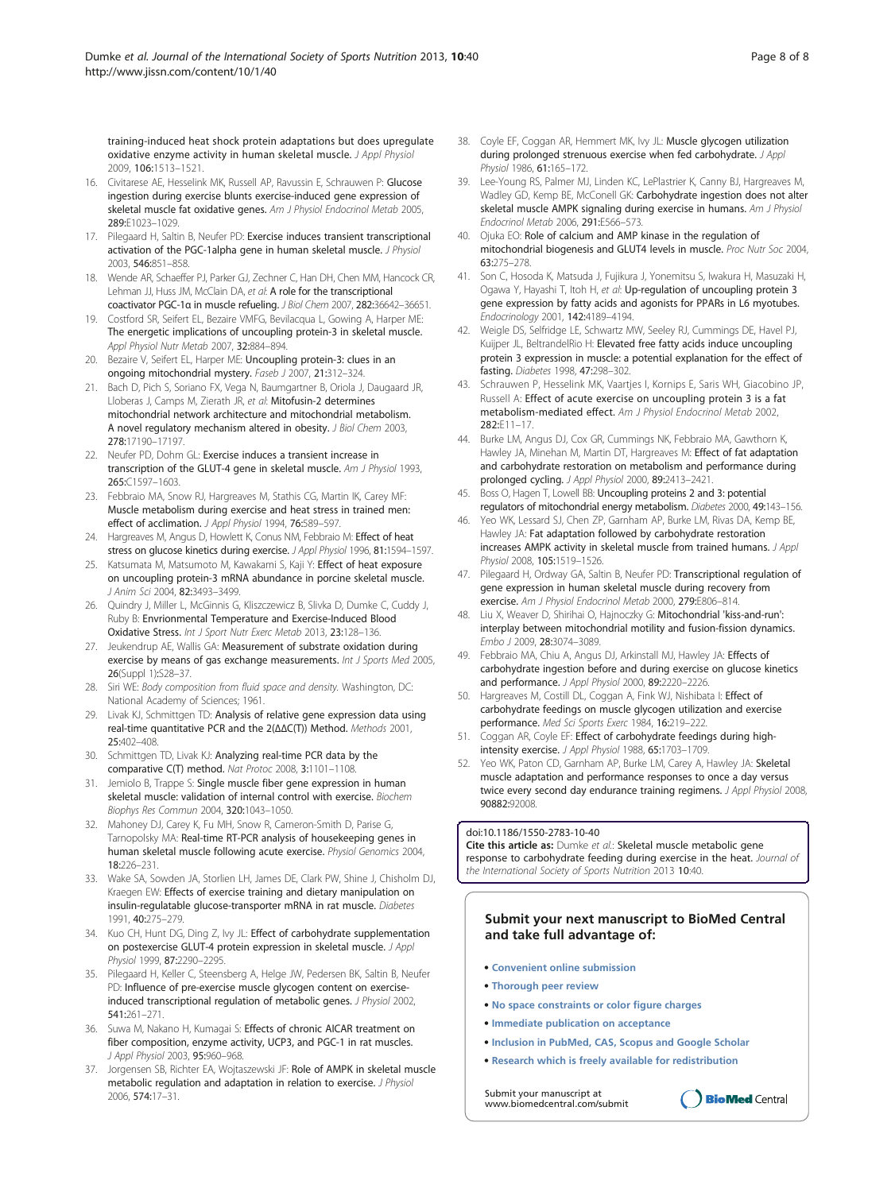training-induced heat shock protein adaptations but does upregulate oxidative enzyme activity in human skeletal muscle. *J Appl Physiol* 2009, **106**:1513–1521.

16. Civitarese AE, Hesselink MK, Russell AP, Ravussin E, Schrauwen P: **Glucose ingestion during exercise blunts exercise-induced gene expression of skeletal muscle fat oxidative genes.** *Am J Physiol Endocrinol Metab* 2005, **289**:E1023–1029.
17. Pilegaard H, Saltin B, Neufer PD: **Exercise induces transient transcriptional activation of the PGC-1alpha gene in human skeletal muscle.** *J Physiol* 2003, **546**:851–858.
18. Wende AR, Schaeffer PJ, Parker GJ, Zechner C, Han DH, Chen MM, Hancock CR, Lehman JJ, Huss JM, McClain DA, *et al*: **A role for the transcriptional coactivator PGC-1α in muscle refueling.** *J Biol Chem* 2007, **282**:36642–36651.
19. Costford SR, Seifert EL, Bezaire VMFG, Bevilacqua L, Gowing A, Harper ME: **The energetic implications of uncoupling protein-3 in skeletal muscle.** *Appl Physiol Nutr Metab* 2007, **32**:884–894.
20. Bezaire V, Seifert EL, Harper ME: **Uncoupling protein-3: clues in an ongoing mitochondrial mystery.** *Faseb J* 2007, **21**:312–324.
21. Bach D, Pich S, Soriano FX, Vega N, Baumgartner B, Oriola J, Daugaard JR, Lloberas J, Camps M, Zierath JR, *et al*: **Mitofusin-2 determines mitochondrial network architecture and mitochondrial metabolism. A novel regulatory mechanism altered in obesity.** *J Biol Chem* 2003, **278**:17190–17197.
22. Neufer PD, Dohm GL: **Exercise induces a transient increase in transcription of the GLUT-4 gene in skeletal muscle.** *Am J Physiol* 1993, **265**:C1597–1603.
23. Febbraio MA, Snow RJ, Hargreaves M, Stathis CG, Martin IK, Carey MF: **Muscle metabolism during exercise and heat stress in trained men: effect of acclimation.** *J Appl Physiol* 1994, **76**:589–597.
24. Hargreaves M, Angus D, Howlett K, Conus NM, Febbraio M: **Effect of heat stress on glucose kinetics during exercise.** *J Appl Physiol* 1996, **81**:1594–1597.
25. Katsumata M, Matsumoto M, Kawakami S, Kaji Y: **Effect of heat exposure on uncoupling protein-3 mRNA abundance in porcine skeletal muscle.** *J Anim Sci* 2004, **82**:3493–3499.
26. Quindry J, Miller L, McGinnis G, Kliszczewicz B, Slivka D, Dumke C, Cuddy J, Ruby B: **Envrionmental Temperature and Exercise-Induced Blood Oxidative Stress.** *Int J Sport Nutr Exerc Metab* 2013, **23**:128–136.
27. Jeukendrup AE, Wallis GA: **Measurement of substrate oxidation during exercise by means of gas exchange measurements.** *Int J Sports Med* 2005, **26**(Suppl 1):S28–37.
28. Siri WE: *Body composition from fluid space and density.* Washington, DC: National Academy of Sciences; 1961.
29. Livak KJ, Schmittgen TD: **Analysis of relative gene expression data using real-time quantitative PCR and the 2(ΔΔC(T)) Method.** *Methods* 2001, **25**:402–408.
30. Schmittgen TD, Livak KJ: **Analyzing real-time PCR data by the comparative C(T) method.** *Nat Protoc* 2008, **3**:1101–1108.
31. Jemiolo B, Trappe S: **Single muscle fiber gene expression in human skeletal muscle: validation of internal control with exercise.** *Biochem Biophys Res Commun* 2004, **320**:1043–1050.
32. Mahoney DJ, Carey K, Fu MH, Snow R, Cameron-Smith D, Parise G, Tarnopolsky MA: **Real-time RT-PCR analysis of housekeeping genes in human skeletal muscle following acute exercise.** *Physiol Genomics* 2004, **18**:226–231.
33. Wake SA, Sowden JA, Storlien LH, James DE, Clark PW, Shine J, Chisholm DJ, Kraegen EW: **Effects of exercise training and dietary manipulation on insulin-regulatable glucose-transporter mRNA in rat muscle.** *Diabetes* 1991, **40**:275–279.
34. Kuo CH, Hunt DG, Ding Z, Ivy JL: **Effect of carbohydrate supplementation on postexercise GLUT-4 protein expression in skeletal muscle.** *J Appl Physiol* 1999, **87**:2290–2295.
35. Pilegaard H, Keller C, Steensberg A, Helge JW, Pedersen BK, Saltin B, Neufer PD: **Influence of pre-exercise muscle glycogen content on exercise-induced transcriptional regulation of metabolic genes.** *J Physiol* 2002, **541**:261–271.
36. Suwa M, Nakano H, Kumagai S: **Effects of chronic AICAR treatment on fiber composition, enzyme activity, UCP3, and PGC-1 in rat muscles.** *J Appl Physiol* 2003, **95**:960–968.
37. Jorgensen SB, Richter EA, Wojtaszewski JF: **Role of AMPK in skeletal muscle metabolic regulation and adaptation in relation to exercise.** *J Physiol* 2006, **574**:17–31.
38. Coyle EF, Coggan AR, Hemmert MK, Ivy JL: **Muscle glycogen utilization during prolonged strenuous exercise when fed carbohydrate.** *J Appl Physiol* 1986, **61**:165–172.
39. Lee-Young RS, Palmer MJ, Linden KC, LePlastrier K, Canny BJ, Hargreaves M, Wadley GD, Kemp BE, McConell GK: **Carbohydrate ingestion does not alter skeletal muscle AMPK signaling during exercise in humans.** *Am J Physiol Endocrinol Metab* 2006, **291**:E566–573.
40. Ojuka EO: **Role of calcium and AMP kinase in the regulation of mitochondrial biogenesis and GLUT4 levels in muscle.** *Proc Nutr Soc* 2004, **63**:275–278.
41. Son C, Hosoda K, Matsuda J, Fujikura J, Yonemitsu S, Iwakura H, Masuzaki H, Ogawa Y, Hayashi T, Itoh H, *et al*: **Up-regulation of uncoupling protein 3 gene expression by fatty acids and agonists for PPARs in L6 myotubes.** *Endocrinology* 2001, **142**:4189–4194.
42. Weigle DS, Selfridge LE, Schwartz MW, Seeley RJ, Cummings DE, Havel PJ, Kuijper JL, BeltrandelRio H: **Elevated free fatty acids induce uncoupling protein 3 expression in muscle: a potential explanation for the effect of fasting.** *Diabetes* 1998, **47**:298–302.
43. Schrauwen P, Hesselink MK, Vaartjes I, Kornips E, Saris WH, Giacobino JP, Russell A: **Effect of acute exercise on uncoupling protein 3 is a fat metabolism-mediated effect.** *Am J Physiol Endocrinol Metab* 2002, **282**:E11–17.
44. Burke LM, Angus DJ, Cox GR, Cummings NK, Febbraio MA, Gawthorn K, Hawley JA, Minehan M, Martin DT, Hargreaves M: **Effect of fat adaptation and carbohydrate restoration on metabolism and performance during prolonged cycling.** *J Appl Physiol* 2000, **89**:2413–2421.
45. Boss O, Hagen T, Lowell BB: **Uncoupling proteins 2 and 3: potential regulators of mitochondrial energy metabolism.** *Diabetes* 2000, **49**:143–156.
46. Yeo WK, Lessard SJ, Chen ZP, Garnham AP, Burke LM, Rivas DA, Kemp BE, Hawley JA: **Fat adaptation followed by carbohydrate restoration increases AMPK activity in skeletal muscle from trained humans.** *J Appl Physiol* 2008, **105**:1519–1526.
47. Pilegaard H, Ordway GA, Saltin B, Neufer PD: **Transcriptional regulation of gene expression in human skeletal muscle during recovery from exercise.** *Am J Physiol Endocrinol Metab* 2000, **279**:E806–814.
48. Liu X, Weaver D, Shirihai O, Hajnoczky G: **Mitochondrial 'kiss-and-run': interplay between mitochondrial motility and fusion-fission dynamics.** *Embo J* 2009, **28**:3074–3089.
49. Febbraio MA, Chiu A, Angus DJ, Arkinstall MJ, Hawley JA: **Effects of carbohydrate ingestion before and during exercise on glucose kinetics and performance.** *J Appl Physiol* 2000, **89**:2220–2226.
50. Hargreaves M, Costill DL, Coggan A, Fink WJ, Nishibata I: **Effect of carbohydrate feedings on muscle glycogen utilization and exercise performance.** *Med Sci Sports Exerc* 1984, **16**:219–222.
51. Coggan AR, Coyle EF: **Effect of carbohydrate feedings during high-intensity exercise.** *J Appl Physiol* 1988, **65**:1703–1709.
52. Yeo WK, Paton CD, Garnham AP, Burke LM, Carey A, Hawley JA: **Skeletal muscle adaptation and performance responses to once a day versus twice every second day endurance training regimens.** *J Appl Physiol* 2008, 90882:92008.

doi:10.1186/1550-2783-10-40

**Cite this article as:** Dumke *et al.*: Skeletal muscle metabolic gene response to carbohydrate feeding during exercise in the heat. *Journal of the International Society of Sports Nutrition* 2013 **10**:40.

**Submit your next manuscript to BioMed Central and take full advantage of:**

- **Convenient online submission**
- **Thorough peer review**
- **No space constraints or color figure charges**
- **Immediate publication on acceptance**
- **Inclusion in PubMed, CAS, Scopus and Google Scholar**
- **Research which is freely available for redistribution**

Submit your manuscript at www.biomedcentral.com/submit

BioMed Central